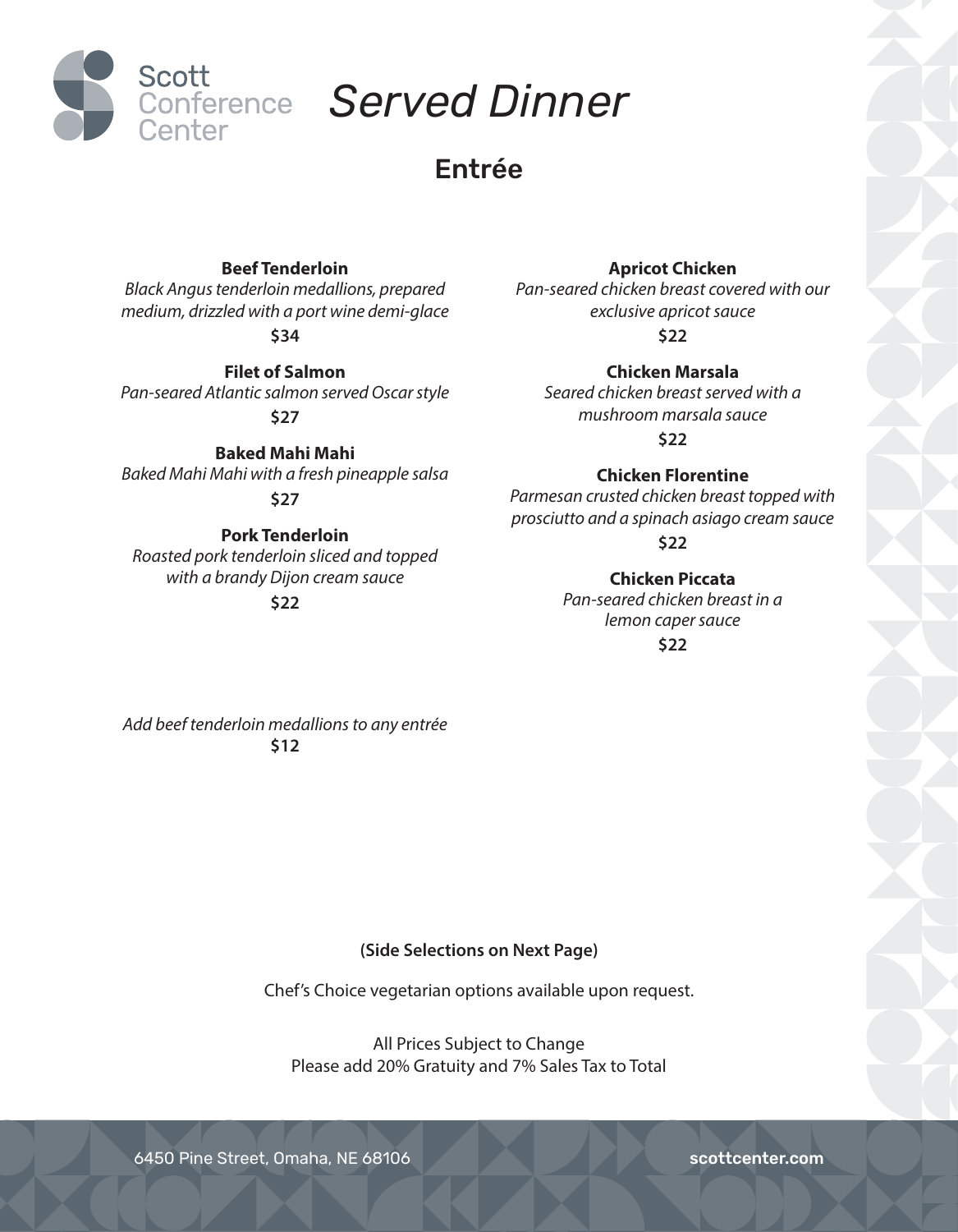Scott Conference Center

# *Served Dinner*

## Entrée

**Beef Tenderloin**
*Black Angus tenderloin medallions, prepared medium, drizzled with a port wine demi-glace*
$34

**Filet of Salmon**
*Pan-seared Atlantic salmon served Oscar style*
$27

**Baked Mahi Mahi**
*Baked Mahi Mahi with a fresh pineapple salsa*
$27

**Pork Tenderloin**
*Roasted pork tenderloin sliced and topped with a brandy Dijon cream sauce*
$22

*Add beef tenderloin medallions to any entrée*
$12

**Apricot Chicken**
*Pan-seared chicken breast covered with our exclusive apricot sauce*
$22

**Chicken Marsala**
*Seared chicken breast served with a mushroom marsala sauce*
$22

**Chicken Florentine**
*Parmesan crusted chicken breast topped with prosciutto and a spinach asiago cream sauce*
$22

**Chicken Piccata**
*Pan-seared chicken breast in a lemon caper sauce*
$22

**(Side Selections on Next Page)**

Chef's Choice vegetarian options available upon request.

All Prices Subject to Change
Please add 20% Gratuity and 7% Sales Tax to Total

6450 Pine Street, Omaha, NE 68106 **scottcenter.com**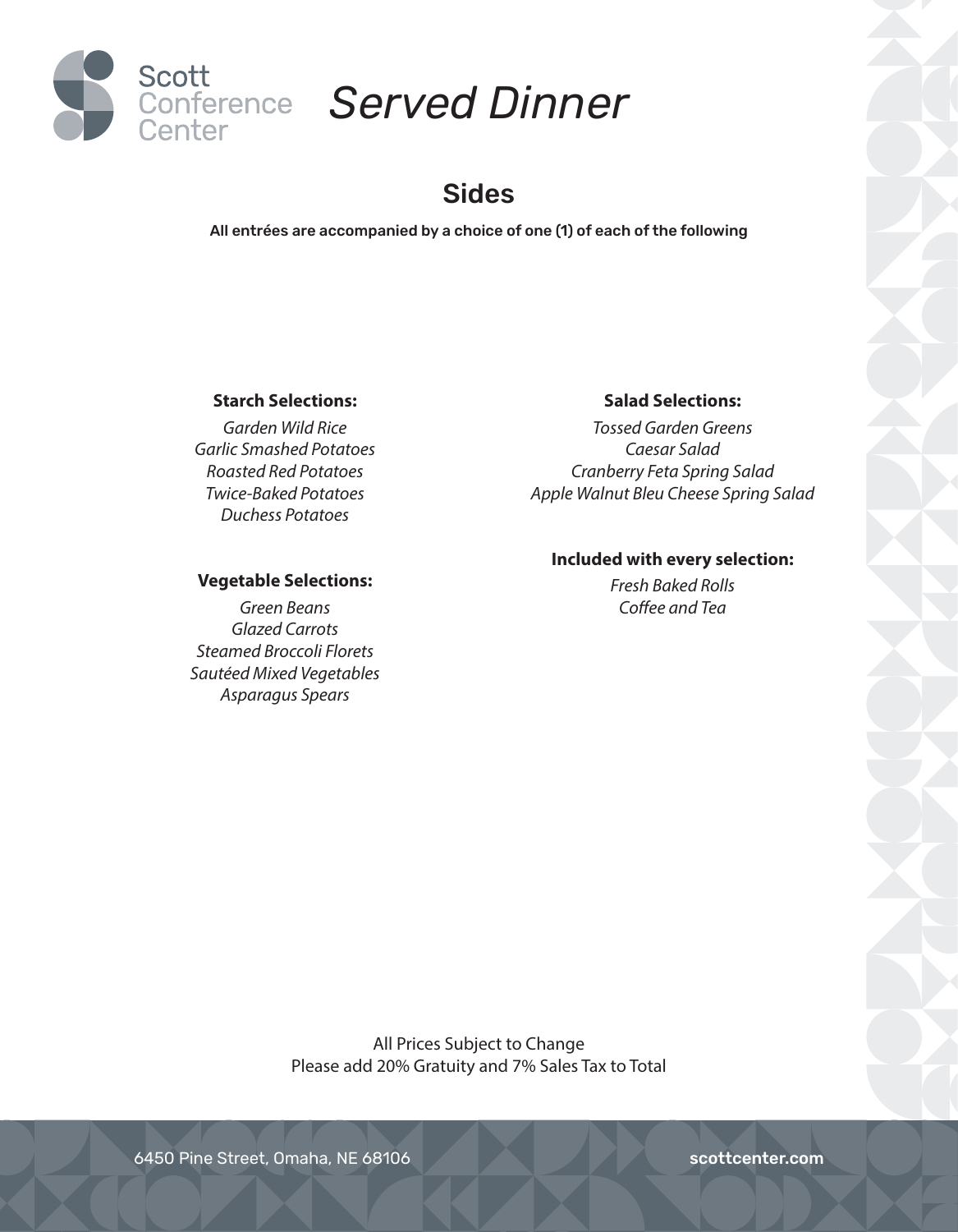Scott Conference Center

# *Served Dinner*

## Sides

All entrées are accompanied by a choice of one (1) of each of the following

**Starch Selections:**

*Garden Wild Rice*
*Garlic Smashed Potatoes*
*Roasted Red Potatoes*
*Twice-Baked Potatoes*
*Duchess Potatoes*

**Vegetable Selections:**

*Green Beans*
*Glazed Carrots*
*Steamed Broccoli Florets*
*Sautéed Mixed Vegetables*
*Asparagus Spears*

**Salad Selections:**

*Tossed Garden Greens*
*Caesar Salad*
*Cranberry Feta Spring Salad*
*Apple Walnut Bleu Cheese Spring Salad*

**Included with every selection:**

*Fresh Baked Rolls*
*Coffee and Tea*

All Prices Subject to Change
Please add 20% Gratuity and 7% Sales Tax to Total

6450 Pine Street, Omaha, NE 68106 **scottcenter.com**